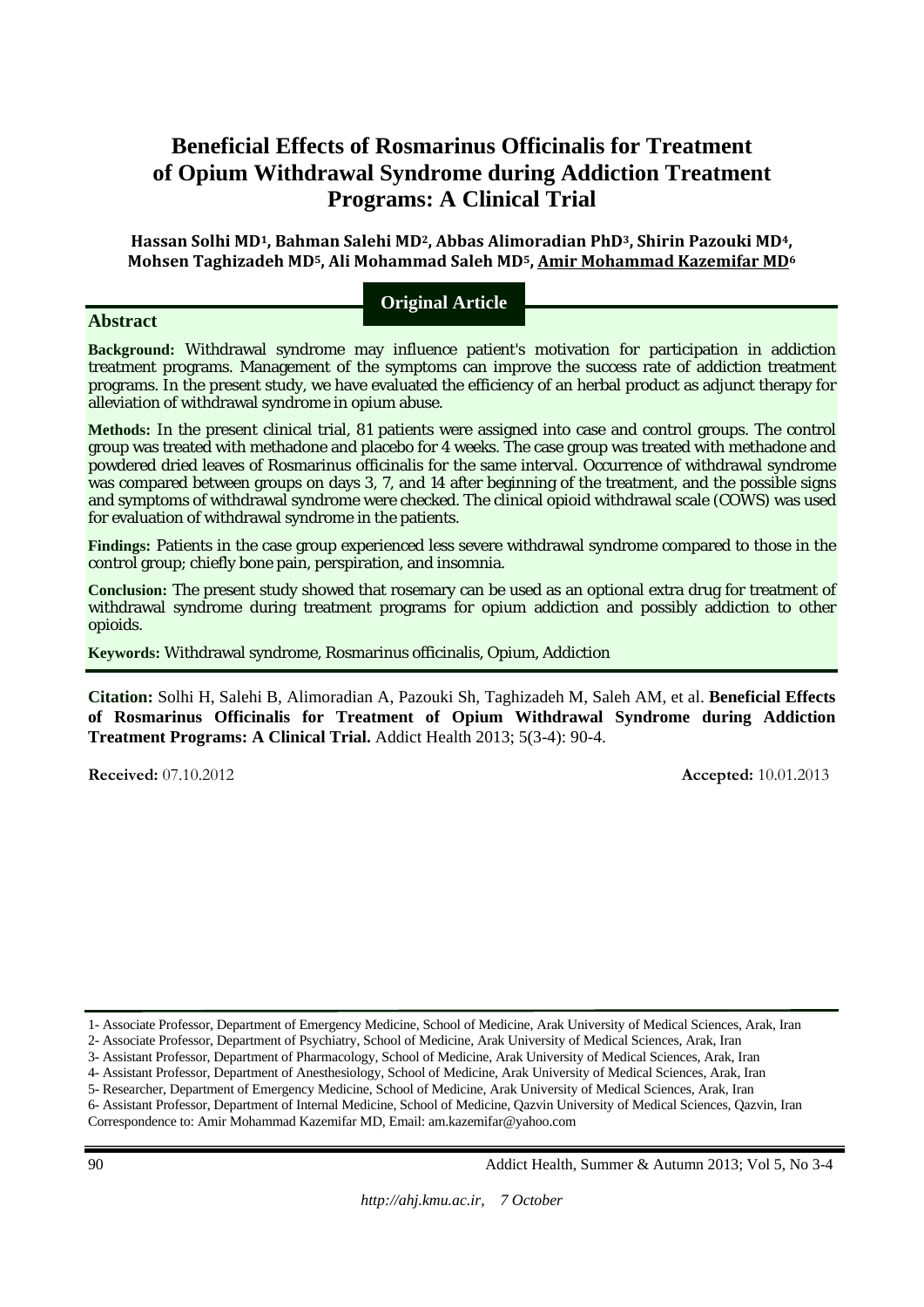# Beneficial Effects of Rosmarinus Officinalis for Treatment of Opium Withdrawal Syndrome during Addiction Treatment Programs: A Clinical Trial

**Hassan Solhi MD[1], Bahman Salehi MD[2], Abbas Alimoradian PhD[3], Shirin Pazouki MD[4], Mohsen Taghizadeh MD[5], Ali Mohammad Saleh MD[5], Amir Mohammad Kazemifar MD[6]**

**Original Article**

## Abstract

**Background:** Withdrawal syndrome may influence patient's motivation for participation in addiction treatment programs. Management of the symptoms can improve the success rate of addiction treatment programs. In the present study, we have evaluated the efficiency of an herbal product as adjunct therapy for alleviation of withdrawal syndrome in opium abuse.

**Methods:** In the present clinical trial, 81 patients were assigned into case and control groups. The control group was treated with methadone and placebo for 4 weeks. The case group was treated with methadone and powdered dried leaves of Rosmarinus officinalis for the same interval. Occurrence of withdrawal syndrome was compared between groups on days 3, 7, and 14 after beginning of the treatment, and the possible signs and symptoms of withdrawal syndrome were checked. The clinical opioid withdrawal scale (COWS) was used for evaluation of withdrawal syndrome in the patients.

**Findings:** Patients in the case group experienced less severe withdrawal syndrome compared to those in the control group; chiefly bone pain, perspiration, and insomnia.

**Conclusion:** The present study showed that rosemary can be used as an optional extra drug for treatment of withdrawal syndrome during treatment programs for opium addiction and possibly addiction to other opioids.

**Keywords:** Withdrawal syndrome, Rosmarinus officinalis, Opium, Addiction

**Citation:** Solhi H, Salehi B, Alimoradian A, Pazouki Sh, Taghizadeh M, Saleh AM, et al. **Beneficial Effects of Rosmarinus Officinalis for Treatment of Opium Withdrawal Syndrome during Addiction Treatment Programs: A Clinical Trial.** Addict Health 2013; 5(3-4): 90-4.

**Received:** 07.10.2012 **Accepted:** 10.01.2013

1- Associate Professor, Department of Emergency Medicine, School of Medicine, Arak University of Medical Sciences, Arak, Iran
2- Associate Professor, Department of Psychiatry, School of Medicine, Arak University of Medical Sciences, Arak, Iran
3- Assistant Professor, Department of Pharmacology, School of Medicine, Arak University of Medical Sciences, Arak, Iran
4- Assistant Professor, Department of Anesthesiology, School of Medicine, Arak University of Medical Sciences, Arak, Iran
5- Researcher, Department of Emergency Medicine, School of Medicine, Arak University of Medical Sciences, Arak, Iran
6- Assistant Professor, Department of Internal Medicine, School of Medicine, Qazvin University of Medical Sciences, Qazvin, Iran
Correspondence to: Amir Mohammad Kazemifar MD, Email: am.kazemifar@yahoo.com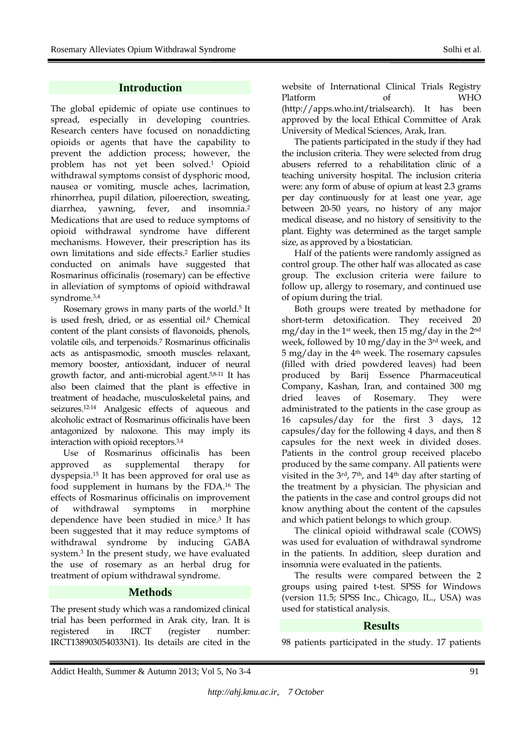## Introduction

The global epidemic of opiate use continues to spread, especially in developing countries. Research centers have focused on nonaddicting opioids or agents that have the capability to prevent the addiction process; however, the problem has not yet been solved.[1] Opioid withdrawal symptoms consist of dysphoric mood, nausea or vomiting, muscle aches, lacrimation, rhinorrhea, pupil dilation, piloerection, sweating, diarrhea, yawning, fever, and insomnia.[2] Medications that are used to reduce symptoms of opioid withdrawal syndrome have different mechanisms. However, their prescription has its own limitations and side effects.[2] Earlier studies conducted on animals have suggested that Rosmarinus officinalis (rosemary) can be effective in alleviation of symptoms of opioid withdrawal syndrome.[3,4]

Rosemary grows in many parts of the world.[5] It is used fresh, dried, or as essential oil.[6] Chemical content of the plant consists of flavonoids, phenols, volatile oils, and terpenoids.[7] Rosmarinus officinalis acts as antispasmodic, smooth muscles relaxant, memory booster, antioxidant, inducer of neural growth factor, and anti-microbial agent.[5,8-11] It has also been claimed that the plant is effective in treatment of headache, musculoskeletal pains, and seizures.[12-14] Analgesic effects of aqueous and alcoholic extract of Rosmarinus officinalis have been antagonized by naloxone. This may imply its interaction with opioid receptors.[3,4]

Use of Rosmarinus officinalis has been approved as supplemental therapy for dyspepsia.[15] It has been approved for oral use as food supplement in humans by the FDA.[16] The effects of Rosmarinus officinalis on improvement of withdrawal symptoms in morphine dependence have been studied in mice.[3] It has been suggested that it may reduce symptoms of withdrawal syndrome by inducing GABA system.[3] In the present study, we have evaluated the use of rosemary as an herbal drug for treatment of opium withdrawal syndrome.

## Methods

The present study which was a randomized clinical trial has been performed in Arak city, Iran. It is registered in IRCT (register number: IRCT138903054033N1). Its details are cited in the website of International Clinical Trials Registry Platform of WHO (http://apps.who.int/trialsearch). It has been approved by the local Ethical Committee of Arak University of Medical Sciences, Arak, Iran.

The patients participated in the study if they had the inclusion criteria. They were selected from drug abusers referred to a rehabilitation clinic of a teaching university hospital. The inclusion criteria were: any form of abuse of opium at least 2.3 grams per day continuously for at least one year, age between 20-50 years, no history of any major medical disease, and no history of sensitivity to the plant. Eighty was determined as the target sample size, as approved by a biostatician.

Half of the patients were randomly assigned as control group. The other half was allocated as case group. The exclusion criteria were failure to follow up, allergy to rosemary, and continued use of opium during the trial.

Both groups were treated by methadone for short-term detoxification. They received 20 mg/day in the 1st week, then 15 mg/day in the 2nd week, followed by 10 mg/day in the 3rd week, and 5 mg/day in the 4th week. The rosemary capsules (filled with dried powdered leaves) had been produced by Barij Essence Pharmaceutical Company, Kashan, Iran, and contained 300 mg dried leaves of Rosemary. They were administrated to the patients in the case group as 16 capsules/day for the first 3 days, 12 capsules/day for the following 4 days, and then 8 capsules for the next week in divided doses. Patients in the control group received placebo produced by the same company. All patients were visited in the 3rd, 7th, and 14th day after starting of the treatment by a physician. The physician and the patients in the case and control groups did not know anything about the content of the capsules and which patient belongs to which group.

The clinical opioid withdrawal scale (COWS) was used for evaluation of withdrawal syndrome in the patients. In addition, sleep duration and insomnia were evaluated in the patients.

The results were compared between the 2 groups using paired t-test. SPSS for Windows (version 11.5; SPSS Inc., Chicago, IL., USA) was used for statistical analysis.

## Results

98 patients participated in the study. 17 patients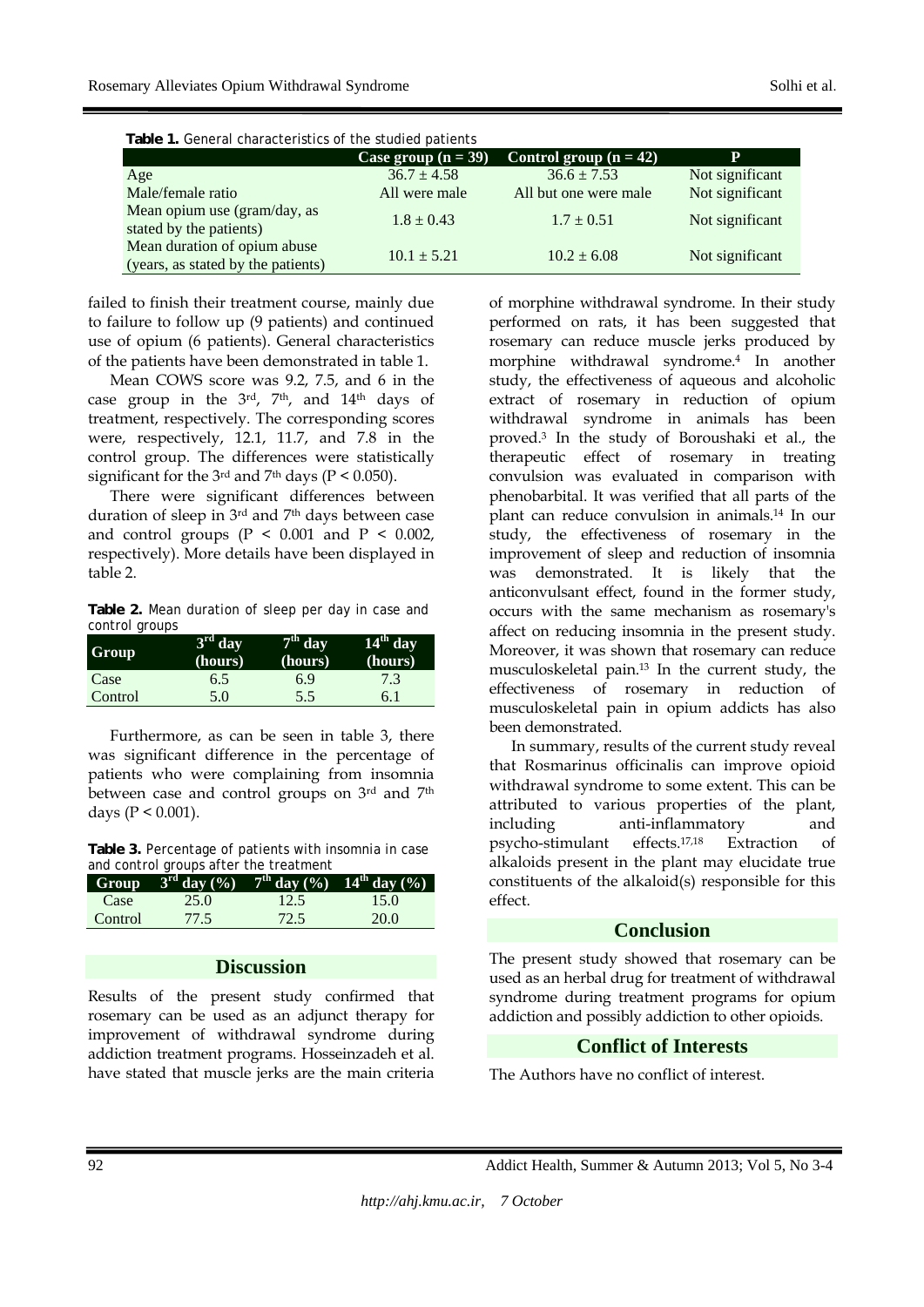**Table 1.** General characteristics of the studied patients

| | Case group (n = 39) | Control group (n = 42) | P |
|---|---|---|---|
| Age | 36.7 ± 4.58 | 36.6 ± 7.53 | Not significant |
| Male/female ratio | All were male | All but one were male | Not significant |
| Mean opium use (gram/day, as stated by the patients) | 1.8 ± 0.43 | 1.7 ± 0.51 | Not significant |
| Mean duration of opium abuse (years, as stated by the patients) | 10.1 ± 5.21 | 10.2 ± 6.08 | Not significant |

failed to finish their treatment course, mainly due to failure to follow up (9 patients) and continued use of opium (6 patients). General characteristics of the patients have been demonstrated in table 1.

Mean COWS score was 9.2, 7.5, and 6 in the case group in the 3rd, 7th, and 14th days of treatment, respectively. The corresponding scores were, respectively, 12.1, 11.7, and 7.8 in the control group. The differences were statistically significant for the 3rd and 7th days ($P < 0.050$).

There were significant differences between duration of sleep in 3rd and 7th days between case and control groups ($P < 0.001$ and $P < 0.002$, respectively). More details have been displayed in table 2.

**Table 2.** Mean duration of sleep per day in case and control groups

| Group | 3rd day (hours) | 7th day (hours) | 14th day (hours) |
|---|---|---|---|
| Case | 6.5 | 6.9 | 7.3 |
| Control | 5.0 | 5.5 | 6.1 |

Furthermore, as can be seen in table 3, there was significant difference in the percentage of patients who were complaining from insomnia between case and control groups on 3rd and 7th days ($P < 0.001$).

**Table 3.** Percentage of patients with insomnia in case and control groups after the treatment

| Group | 3rd day (%) | 7th day (%) | 14th day (%) |
|---|---|---|---|
| Case | 25.0 | 12.5 | 15.0 |
| Control | 77.5 | 72.5 | 20.0 |

## Discussion

Results of the present study confirmed that rosemary can be used as an adjunct therapy for improvement of withdrawal syndrome during addiction treatment programs. Hosseinzadeh et al. have stated that muscle jerks are the main criteria of morphine withdrawal syndrome. In their study performed on rats, it has been suggested that rosemary can reduce muscle jerks produced by morphine withdrawal syndrome.[4] In another study, the effectiveness of aqueous and alcoholic extract of rosemary in reduction of opium withdrawal syndrome in animals has been proved.[3] In the study of Boroushaki et al., the therapeutic effect of rosemary in treating convulsion was evaluated in comparison with phenobarbital. It was verified that all parts of the plant can reduce convulsion in animals.[14] In our study, the effectiveness of rosemary in the improvement of sleep and reduction of insomnia was demonstrated. It is likely that the anticonvulsant effect, found in the former study, occurs with the same mechanism as rosemary's affect on reducing insomnia in the present study. Moreover, it was shown that rosemary can reduce musculoskeletal pain.[13] In the current study, the effectiveness of rosemary in reduction of musculoskeletal pain in opium addicts has also been demonstrated.

In summary, results of the current study reveal that Rosmarinus officinalis can improve opioid withdrawal syndrome to some extent. This can be attributed to various properties of the plant, including anti-inflammatory and psycho-stimulant effects.[17,18] Extraction of alkaloids present in the plant may elucidate true constituents of the alkaloid(s) responsible for this effect.

## Conclusion

The present study showed that rosemary can be used as an herbal drug for treatment of withdrawal syndrome during treatment programs for opium addiction and possibly addiction to other opioids.

## Conflict of Interests

The Authors have no conflict of interest.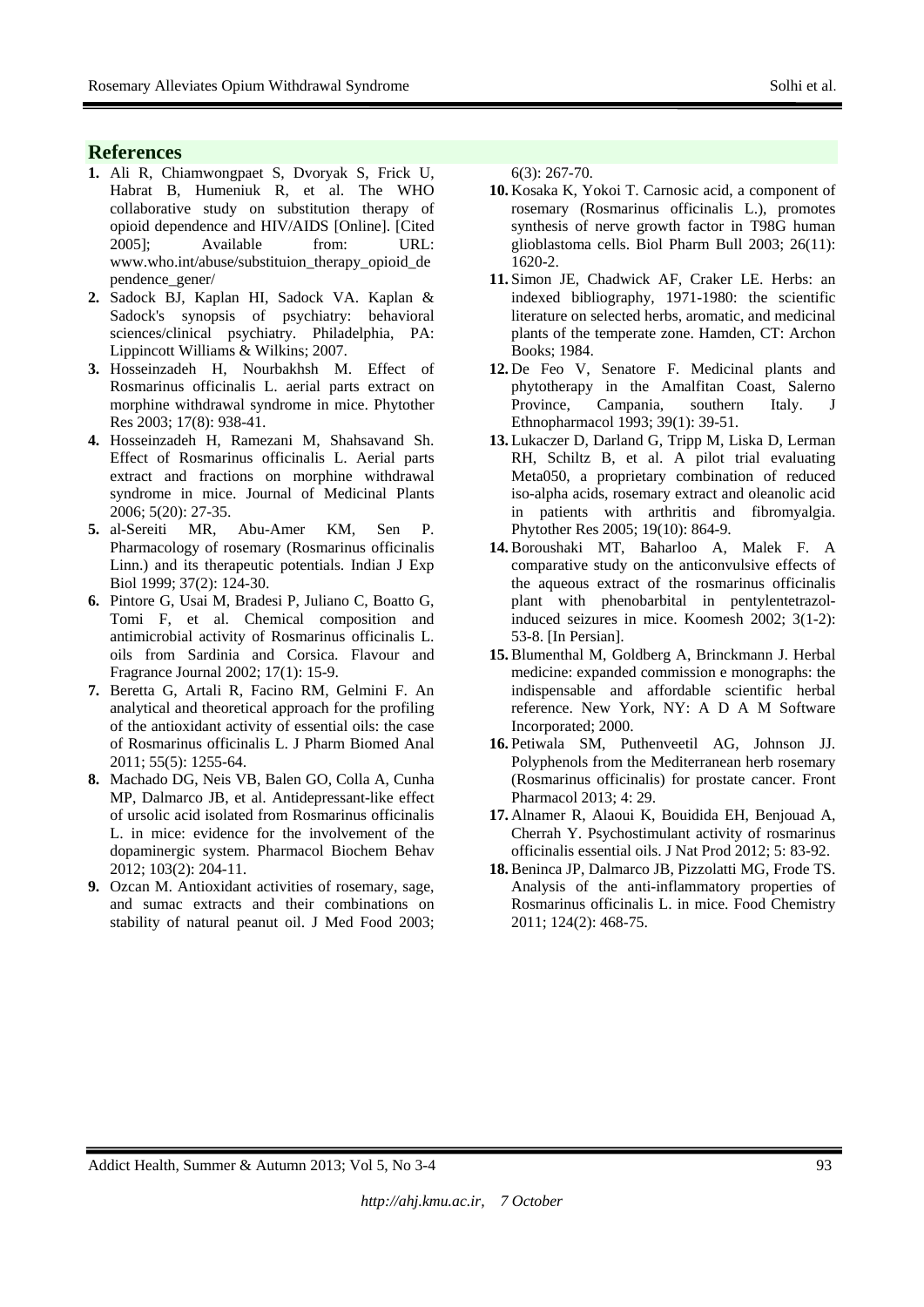## References

1. Ali R, Chiamwongpaet S, Dvoryak S, Frick U, Habrat B, Humeniuk R, et al. The WHO collaborative study on substitution therapy of opioid dependence and HIV/AIDS [Online]. [Cited 2005]; Available from: URL: www.who.int/abuse/substituion_therapy_opioid_dependence_gener/
2. Sadock BJ, Kaplan HI, Sadock VA. Kaplan & Sadock's synopsis of psychiatry: behavioral sciences/clinical psychiatry. Philadelphia, PA: Lippincott Williams & Wilkins; 2007.
3. Hosseinzadeh H, Nourbakhsh M. Effect of Rosmarinus officinalis L. aerial parts extract on morphine withdrawal syndrome in mice. Phytother Res 2003; 17(8): 938-41.
4. Hosseinzadeh H, Ramezani M, Shahsavand Sh. Effect of Rosmarinus officinalis L. Aerial parts extract and fractions on morphine withdrawal syndrome in mice. Journal of Medicinal Plants 2006; 5(20): 27-35.
5. al-Sereiti MR, Abu-Amer KM, Sen P. Pharmacology of rosemary (Rosmarinus officinalis Linn.) and its therapeutic potentials. Indian J Exp Biol 1999; 37(2): 124-30.
6. Pintore G, Usai M, Bradesi P, Juliano C, Boatto G, Tomi F, et al. Chemical composition and antimicrobial activity of Rosmarinus officinalis L. oils from Sardinia and Corsica. Flavour and Fragrance Journal 2002; 17(1): 15-9.
7. Beretta G, Artali R, Facino RM, Gelmini F. An analytical and theoretical approach for the profiling of the antioxidant activity of essential oils: the case of Rosmarinus officinalis L. J Pharm Biomed Anal 2011; 55(5): 1255-64.
8. Machado DG, Neis VB, Balen GO, Colla A, Cunha MP, Dalmarco JB, et al. Antidepressant-like effect of ursolic acid isolated from Rosmarinus officinalis L. in mice: evidence for the involvement of the dopaminergic system. Pharmacol Biochem Behav 2012; 103(2): 204-11.
9. Ozcan M. Antioxidant activities of rosemary, sage, and sumac extracts and their combinations on stability of natural peanut oil. J Med Food 2003; 6(3): 267-70.
10. Kosaka K, Yokoi T. Carnosic acid, a component of rosemary (Rosmarinus officinalis L.), promotes synthesis of nerve growth factor in T98G human glioblastoma cells. Biol Pharm Bull 2003; 26(11): 1620-2.
11. Simon JE, Chadwick AF, Craker LE. Herbs: an indexed bibliography, 1971-1980: the scientific literature on selected herbs, aromatic, and medicinal plants of the temperate zone. Hamden, CT: Archon Books; 1984.
12. De Feo V, Senatore F. Medicinal plants and phytotherapy in the Amalfitan Coast, Salerno Province, Campania, southern Italy. J Ethnopharmacol 1993; 39(1): 39-51.
13. Lukaczer D, Darland G, Tripp M, Liska D, Lerman RH, Schiltz B, et al. A pilot trial evaluating Meta050, a proprietary combination of reduced iso-alpha acids, rosemary extract and oleanolic acid in patients with arthritis and fibromyalgia. Phytother Res 2005; 19(10): 864-9.
14. Boroushaki MT, Baharloo A, Malek F. A comparative study on the anticonvulsive effects of the aqueous extract of the rosmarinus officinalis plant with phenobarbital in pentylentetrazol-induced seizures in mice. Koomesh 2002; 3(1-2): 53-8. [In Persian].
15. Blumenthal M, Goldberg A, Brinckmann J. Herbal medicine: expanded commission e monographs: the indispensable and affordable scientific herbal reference. New York, NY: A D A M Software Incorporated; 2000.
16. Petiwala SM, Puthenveetil AG, Johnson JJ. Polyphenols from the Mediterranean herb rosemary (Rosmarinus officinalis) for prostate cancer. Front Pharmacol 2013; 4: 29.
17. Alnamer R, Alaoui K, Bouidida EH, Benjouad A, Cherrah Y. Psychostimulant activity of rosmarinus officinalis essential oils. J Nat Prod 2012; 5: 83-92.
18. Beninca JP, Dalmarco JB, Pizzolatti MG, Frode TS. Analysis of the anti-inflammatory properties of Rosmarinus officinalis L. in mice. Food Chemistry 2011; 124(2): 468-75.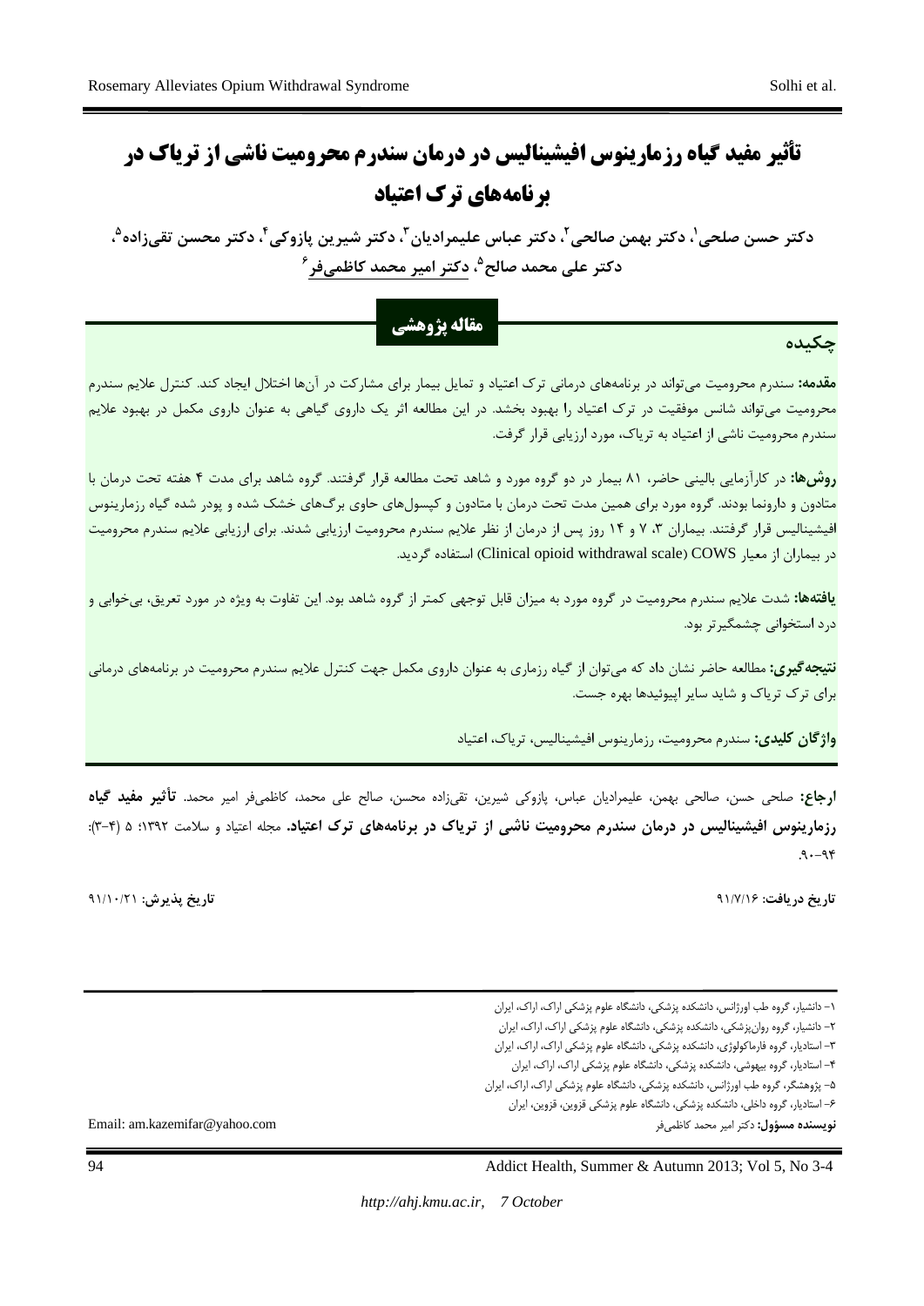# تأثیر مفید گیاه رزمارینوس افیشینالیس در درمان سندرم محرومیت ناشی از تریاک در برنامه‌های ترک اعتیاد

دکتر حسن صلحی[1]، دکتر بهمن صالحی[2]، دکتر عباس علیمرادیان[3]، دکتر شیرین پازوکی[4]، دکتر محسن تقی‌زاده[5]، دکتر علی محمد صالح[5]، دکتر امیر محمد کاظمی‌فر[6]

**مقاله پژوهشی**

## چکیده

**مقدمه:** سندرم محرومیت می‌تواند در برنامه‌های درمانی ترک اعتیاد و تمایل بیمار برای مشارکت در آن‌ها اختلال ایجاد کند. کنترل علایم سندرم محرومیت می‌تواند شانس موفقیت در ترک اعتیاد را بهبود بخشد. در این مطالعه اثر یک داروی گیاهی به عنوان داروی مکمل در بهبود علایم سندرم محرومیت ناشی از اعتیاد به تریاک، مورد ارزیابی قرار گرفت.

**روش‌ها:** در کارآزمایی بالینی حاضر، ۸۱ بیمار در دو گروه مورد و شاهد تحت مطالعه قرار گرفتند. گروه شاهد برای مدت ۴ هفته تحت درمان با متادون و دارونما بودند. گروه مورد برای همین مدت تحت درمان با متادون و کپسول‌های حاوی برگ‌های خشک شده و پودر شده گیاه رزمارینوس افیشینالیس قرار گرفتند. بیماران ۳، ۷ و ۱۴ روز پس از درمان از نظر علایم سندرم محرومیت ارزیابی شدند. برای ارزیابی علایم سندرم محرومیت در بیماران از معیار COWS (Clinical opioid withdrawal scale) استفاده گردید.

**یافته‌ها:** شدت علایم سندرم محرومیت در گروه مورد به میزان قابل توجهی کمتر از گروه شاهد بود. این تفاوت به ویژه در مورد تعریق، بی‌خوابی و درد استخوانی چشمگیرتر بود.

**نتیجه‌گیری:** مطالعه حاضر نشان داد که می‌توان از گیاه رزماری به عنوان داروی مکمل جهت کنترل علایم سندرم محرومیت در برنامه‌های درمانی برای ترک تریاک و شاید سایر اپیوئیدها بهره جست.

**واژگان کلیدی:** سندرم محرومیت، رزمارینوس افیشینالیس، تریاک، اعتیاد

**ارجاع:** صلحی حسن، صالحی بهمن، علیمرادیان عباس، پازوکی شیرین، تقی‌زاده محسن، صالح علی محمد، کاظمی‌فر امیر محمد. **تأثیر مفید گیاه رزمارینوس افیشینالیس در درمان سندرم محرومیت ناشی از تریاک در برنامه‌های ترک اعتیاد.** مجله اعتیاد و سلامت ۱۳۹۲؛ ۵ (۴-۳): ۹۴-۹۰.

**تاریخ دریافت:** ۹۱/۷/۱۶ **تاریخ پذیرش:** ۹۱/۱۰/۲۱

---

۱- دانشیار، گروه طب اورژانس، دانشکده پزشکی، دانشگاه علوم پزشکی اراک، اراک، ایران

۲- دانشیار، گروه روان‌پزشکی، دانشکده پزشکی، دانشگاه علوم پزشکی اراک، اراک، ایران

۳- استادیار، گروه فارماکولوژی، دانشکده پزشکی، دانشگاه علوم پزشکی اراک، اراک، ایران

۴- استادیار، گروه بیهوشی، دانشکده پزشکی، دانشگاه علوم پزشکی اراک، اراک، ایران

۵- پژوهشگر، گروه طب اورژانس، دانشکده پزشکی، دانشگاه علوم پزشکی اراک، اراک، ایران

۶- استادیار، گروه داخلی، دانشکده پزشکی، دانشگاه علوم پزشکی قزوین، قزوین، ایران

**نویسنده مسؤول:** دکتر امیر محمد کاظمی‌فر Email: am.kazemifar@yahoo.com